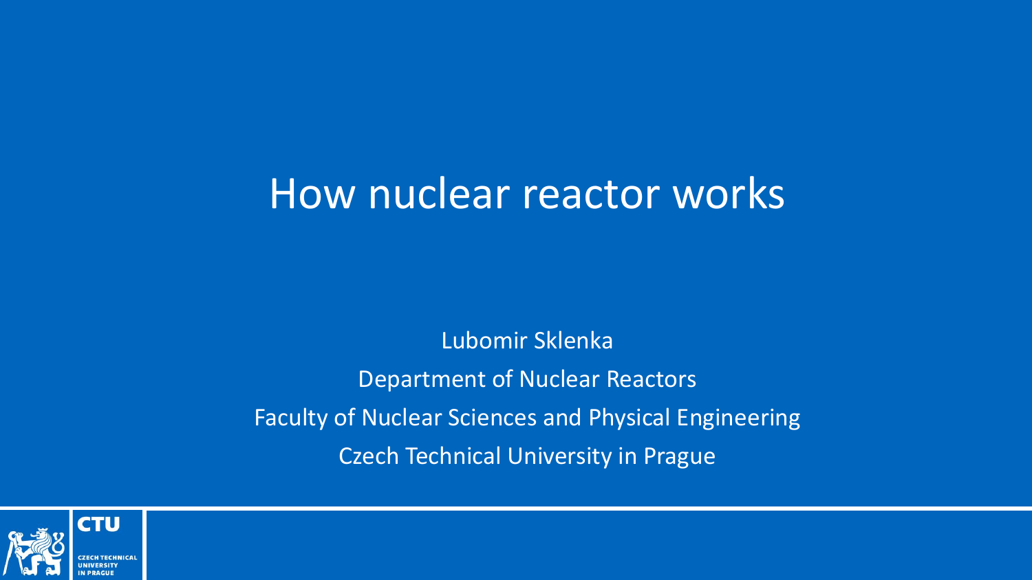# How nuclear reactor works

Lubomir Sklenka

Department of Nuclear Reactors

Faculty of Nuclear Sciences and Physical Engineering

Czech Technical University in Prague

CTU

CZECH TECHNICAL UNIVERSITY IN PRAGUE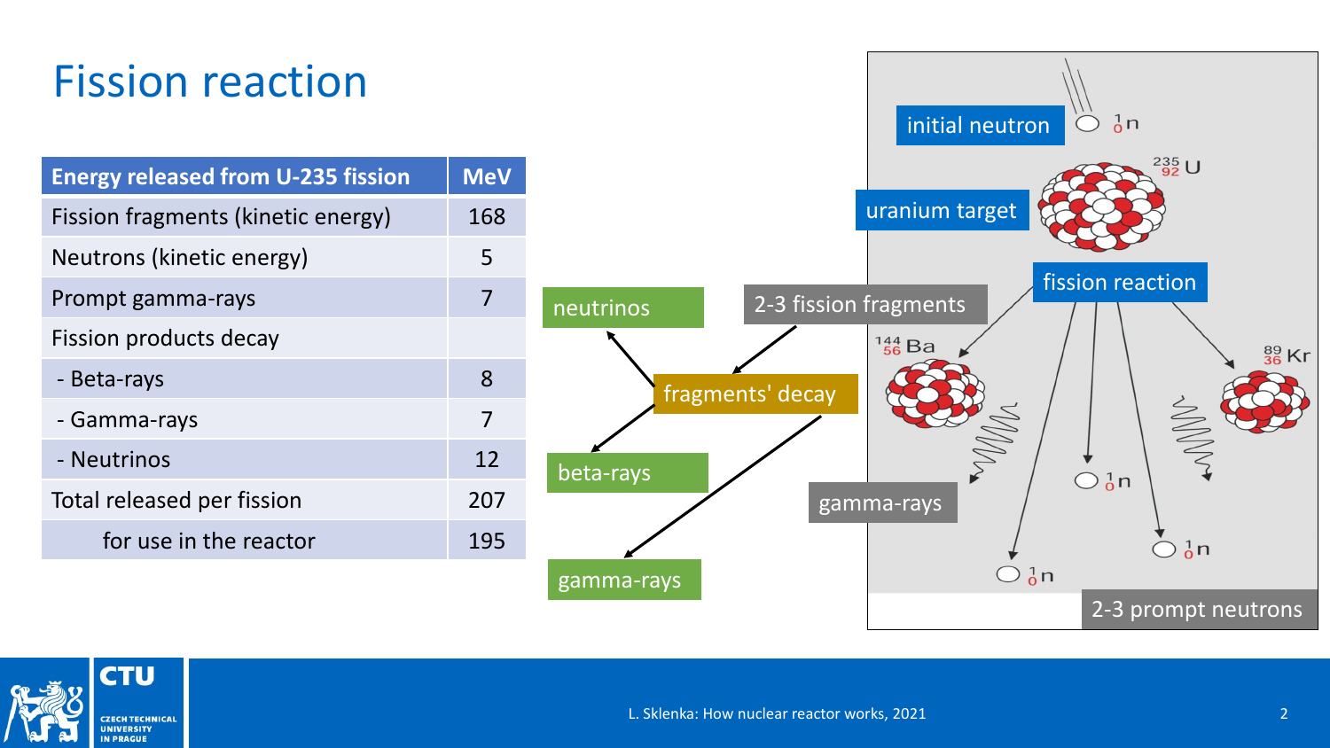# Fission reaction

| Energy released from U-235 fission | MeV |
| --- | --- |
| Fission fragments (kinetic energy) | 168 |
| Neutrons (kinetic energy) | 5 |
| Prompt gamma-rays | 7 |
| Fission products decay | |
| - Beta-rays | 8 |
| - Gamma-rays | 7 |
| - Neutrinos | 12 |
| Total released per fission | 207 |
| for use in the reactor | 195 |

neutrinos

2-3 fission fragments

fragments' decay

beta-rays

gamma-rays

initial neutron $^{1}_{0}n$

uranium target $^{235}_{92}U$

fission reaction

$^{144}_{56}Ba$

$^{89}_{36}Kr$

gamma-rays

$^{1}_{0}n$

2-3 prompt neutrons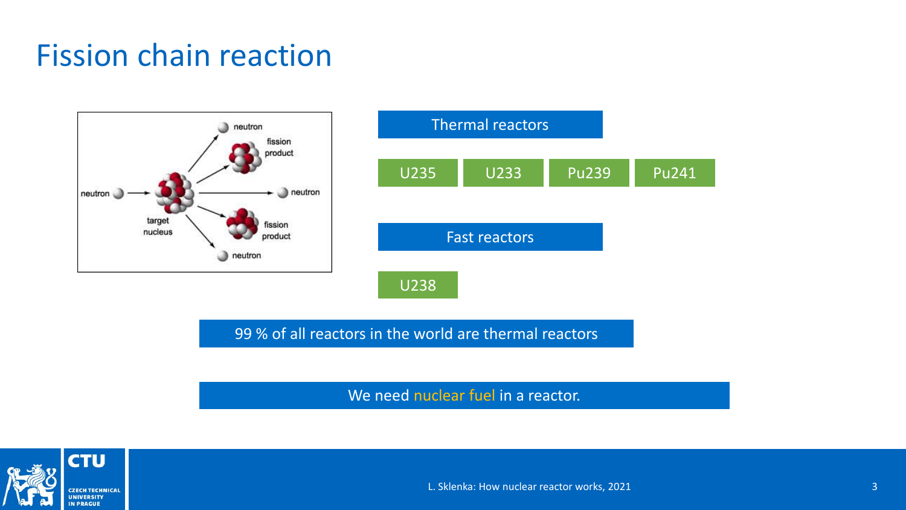# Fission chain reaction

neutron

fission product

neutron

target nucleus

neutron

fission product

neutron

Thermal reactors

U235 | U233 | Pu239 | Pu241

Fast reactors

U238

99 % of all reactors in the world are thermal reactors

We need nuclear fuel in a reactor.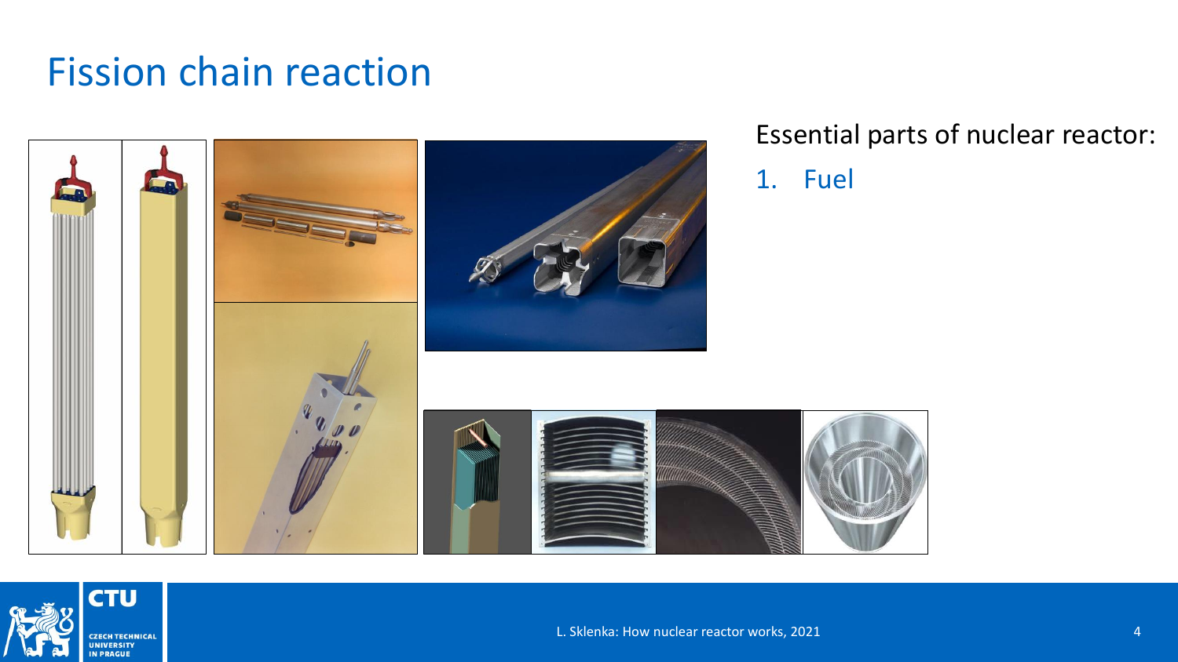# Fission chain reaction

Essential parts of nuclear reactor:

1. Fuel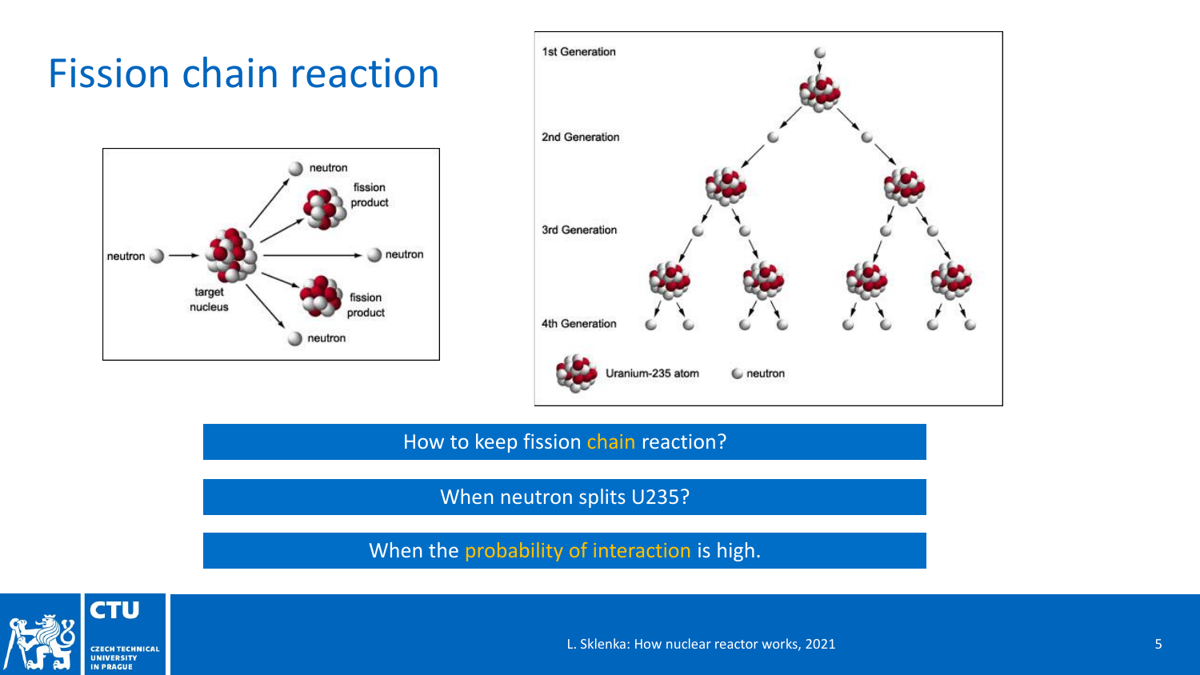# Fission chain reaction

How to keep fission chain reaction?

When neutron splits U235?

When the probability of interaction is high.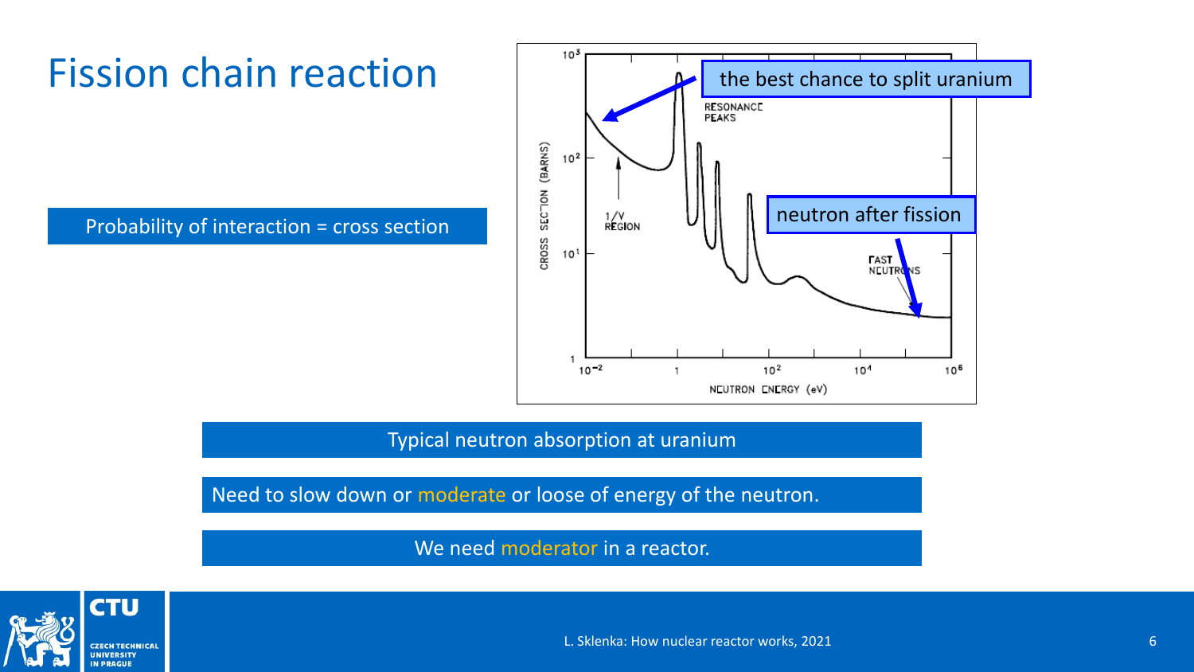# Fission chain reaction

Probability of interaction = cross section

the best chance to split uranium

neutron after fission

Typical neutron absorption at uranium

Need to slow down or moderate or loose of energy of the neutron.

We need moderator in a reactor.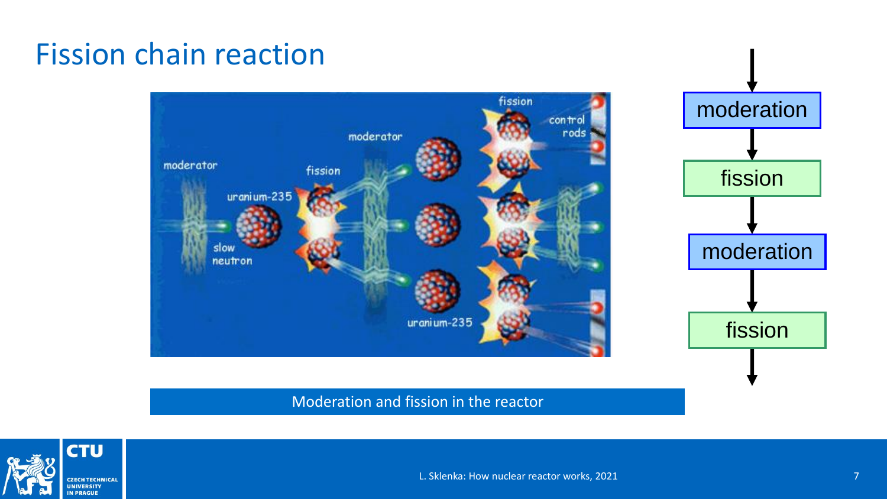# Fission chain reaction

moderation

fission

moderation

fission

Moderation and fission in the reactor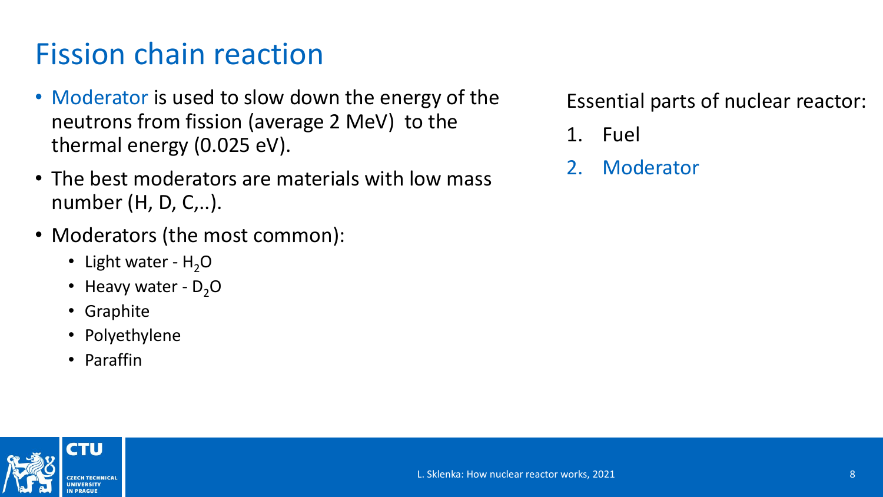# Fission chain reaction

- Moderator is used to slow down the energy of the neutrons from fission (average 2 MeV) to the thermal energy (0.025 eV).
- The best moderators are materials with low mass number (H, D, C,..).
- Moderators (the most common):
  - Light water - $H_2O$
  - Heavy water - $D_2O$
  - Graphite
  - Polyethylene
  - Paraffin

Essential parts of nuclear reactor:

1. Fuel
2. Moderator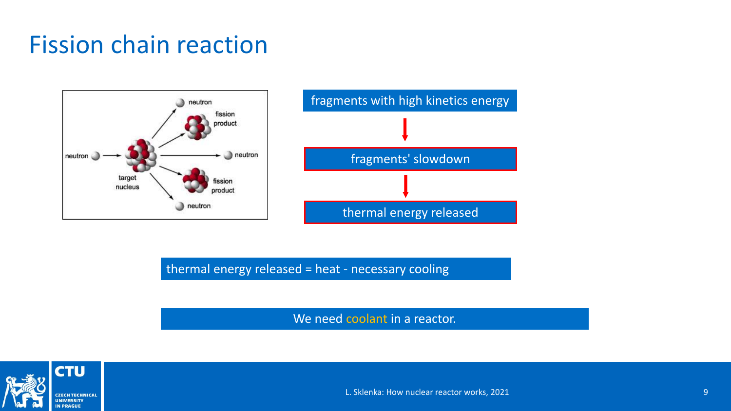# Fission chain reaction

neutron → target nucleus → neutron, fission product, neutron, fission product, neutron

fragments with high kinetics energy

↓

fragments' slowdown

↓

thermal energy released

thermal energy released = heat - necessary cooling

We need coolant in a reactor.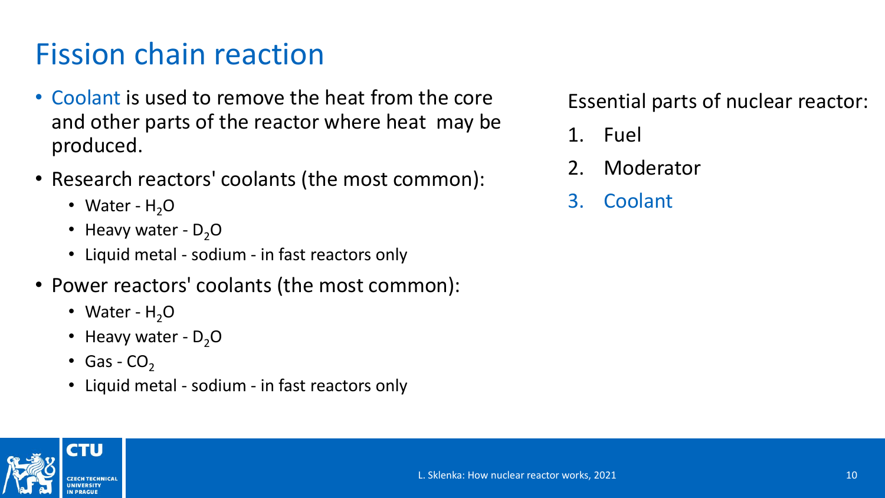# Fission chain reaction

- Coolant is used to remove the heat from the core and other parts of the reactor where heat may be produced.
- Research reactors' coolants (the most common):
  - Water - $H_2O$
  - Heavy water - $D_2O$
  - Liquid metal - sodium - in fast reactors only
- Power reactors' coolants (the most common):
  - Water - $H_2O$
  - Heavy water - $D_2O$
  - Gas - $CO_2$
  - Liquid metal - sodium - in fast reactors only

Essential parts of nuclear reactor:

1. Fuel
2. Moderator
3. Coolant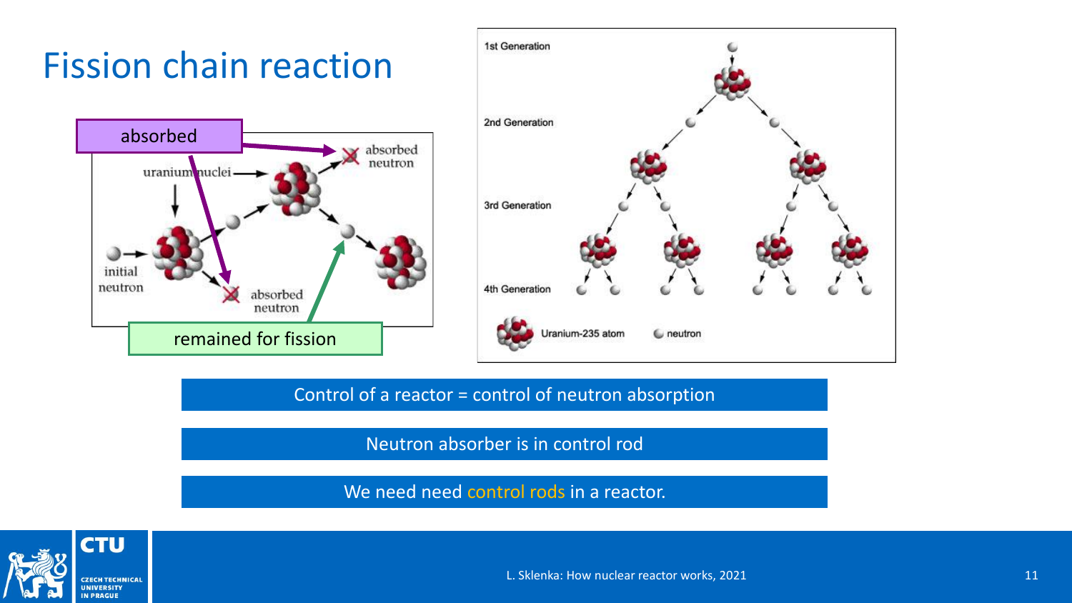# Fission chain reaction

absorbed

uranium nuclei

absorbed neutron

initial neutron

absorbed neutron

remained for fission

1st Generation

2nd Generation

3rd Generation

4th Generation

Uranium-235 atom

neutron

Control of a reactor = control of neutron absorption

Neutron absorber is in control rod

We need need control rods in a reactor.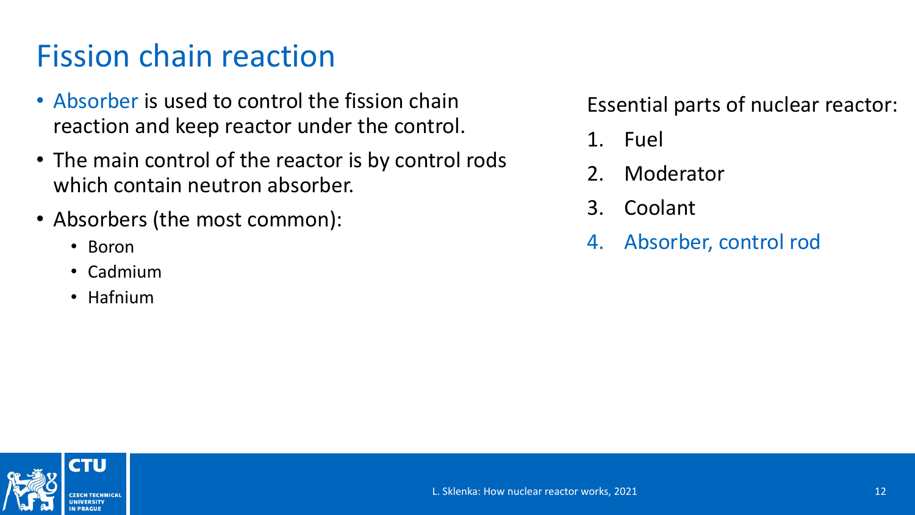# Fission chain reaction

- Absorber is used to control the fission chain reaction and keep reactor under the control.
- The main control of the reactor is by control rods which contain neutron absorber.
- Absorbers (the most common):
  - Boron
  - Cadmium
  - Hafnium

Essential parts of nuclear reactor:

1. Fuel
2. Moderator
3. Coolant
4. Absorber, control rod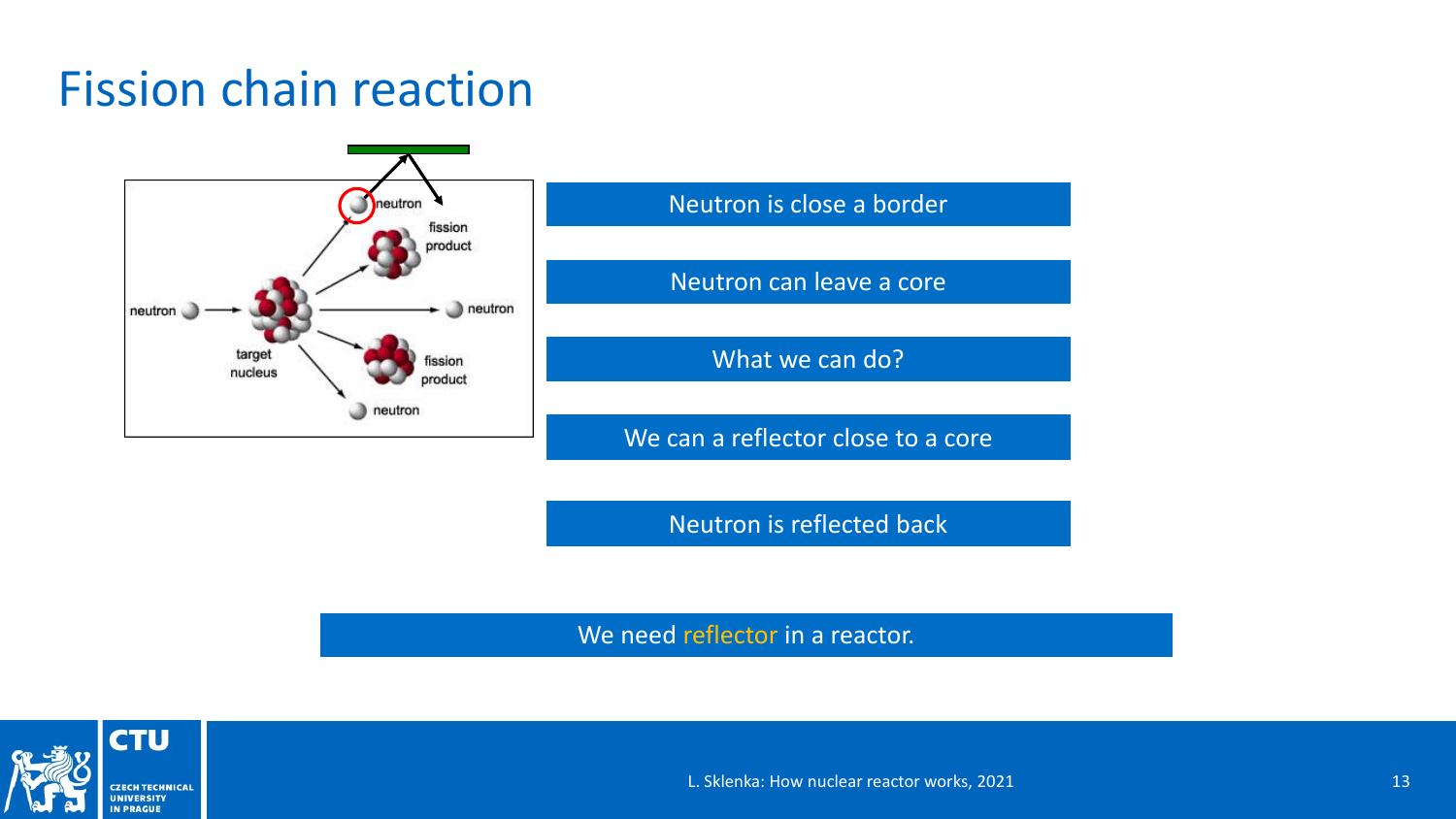# Fission chain reaction

neutron

fission product

neutron

target nucleus

neutron

fission product

neutron

neutron

Neutron is close a border

Neutron can leave a core

What we can do?

We can a reflector close to a core

Neutron is reflected back

We need reflector in a reactor.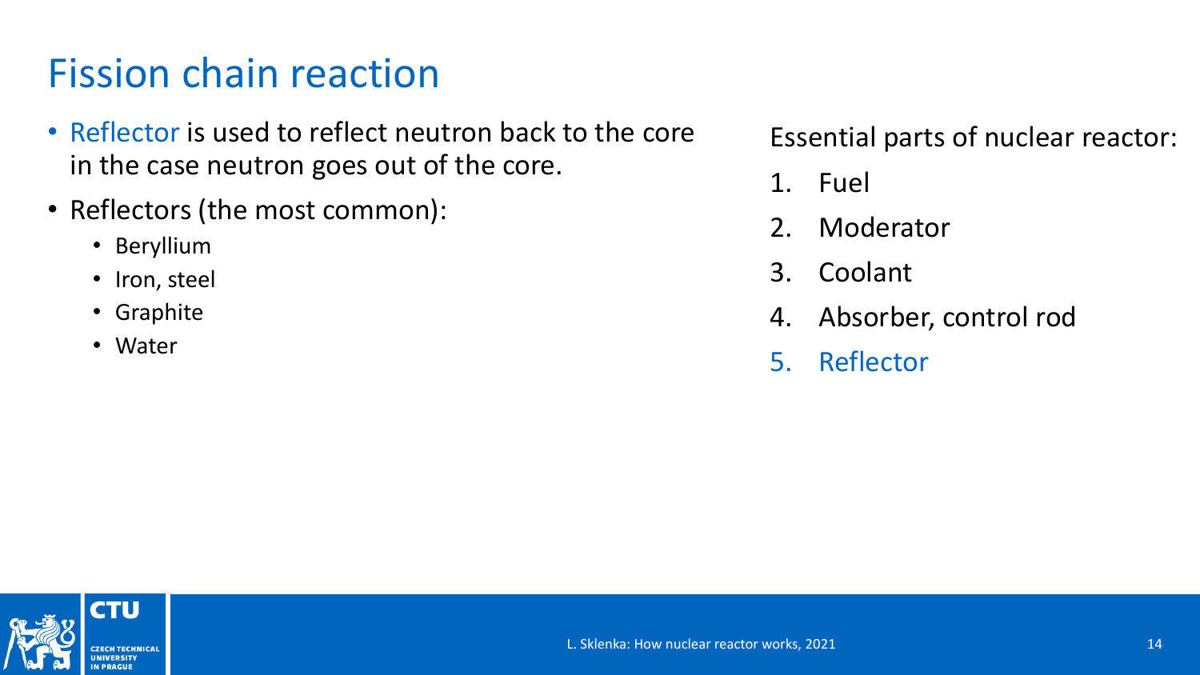# Fission chain reaction

- Reflector is used to reflect neutron back to the core in the case neutron goes out of the core.
- Reflectors (the most common):
  - Beryllium
  - Iron, steel
  - Graphite
  - Water

Essential parts of nuclear reactor:

1. Fuel
2. Moderator
3. Coolant
4. Absorber, control rod
5. Reflector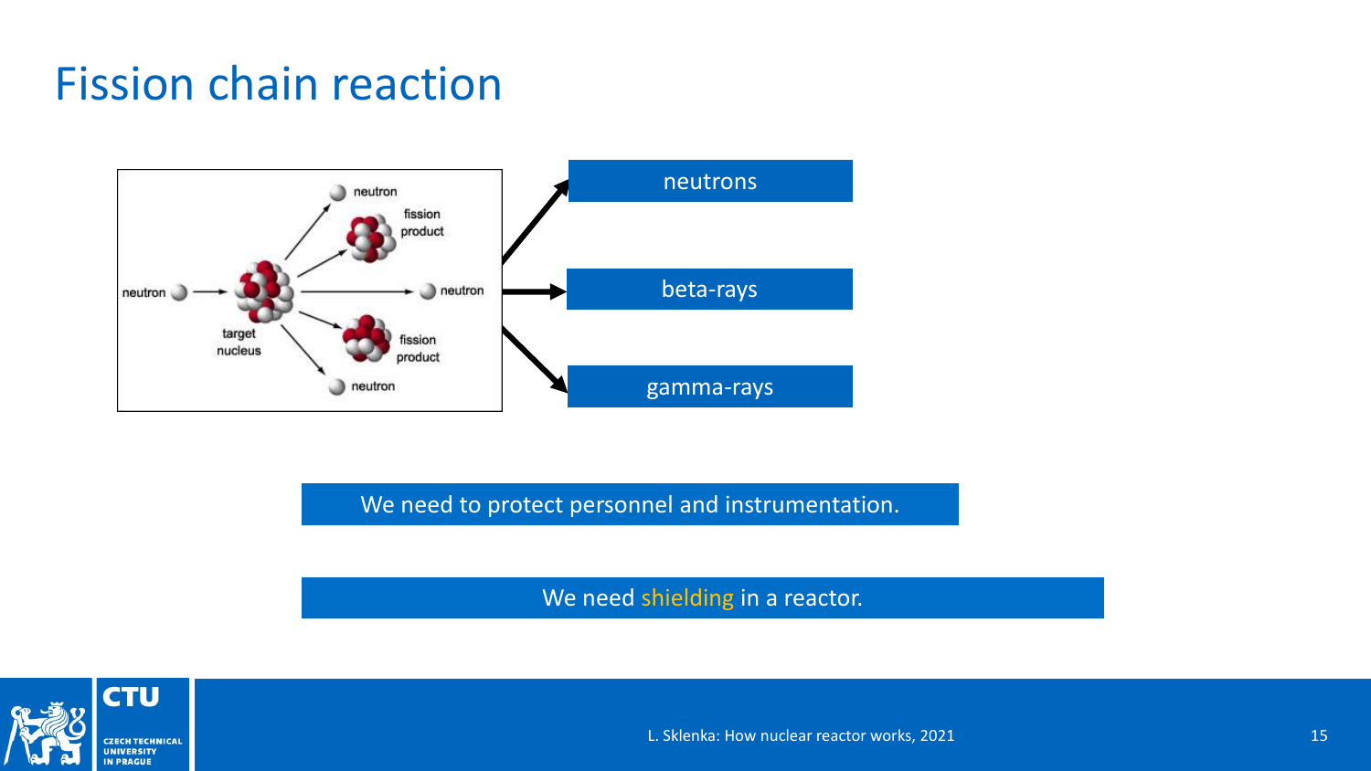# Fission chain reaction

neutron → target nucleus → fission product, fission product, neutron, neutron, neutron

- neutrons
- beta-rays
- gamma-rays

We need to protect personnel and instrumentation.

We need shielding in a reactor.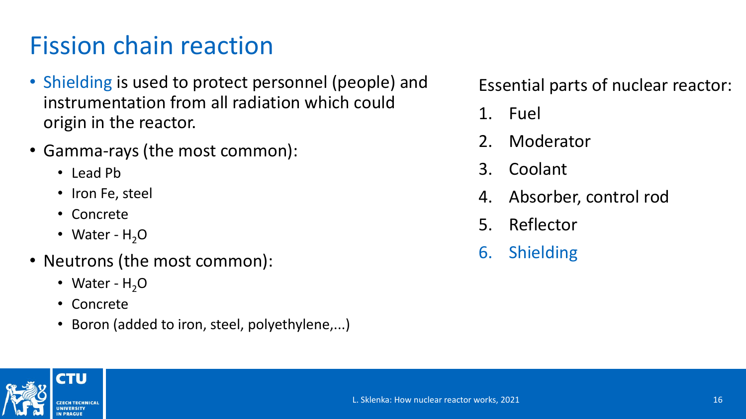# Fission chain reaction

- Shielding is used to protect personnel (people) and instrumentation from all radiation which could origin in the reactor.
- Gamma-rays (the most common):
  - Lead Pb
  - Iron Fe, steel
  - Concrete
  - Water - $H_2O$
- Neutrons (the most common):
  - Water - $H_2O$
  - Concrete
  - Boron (added to iron, steel, polyethylene,...)

Essential parts of nuclear reactor:

1. Fuel
2. Moderator
3. Coolant
4. Absorber, control rod
5. Reflector
6. Shielding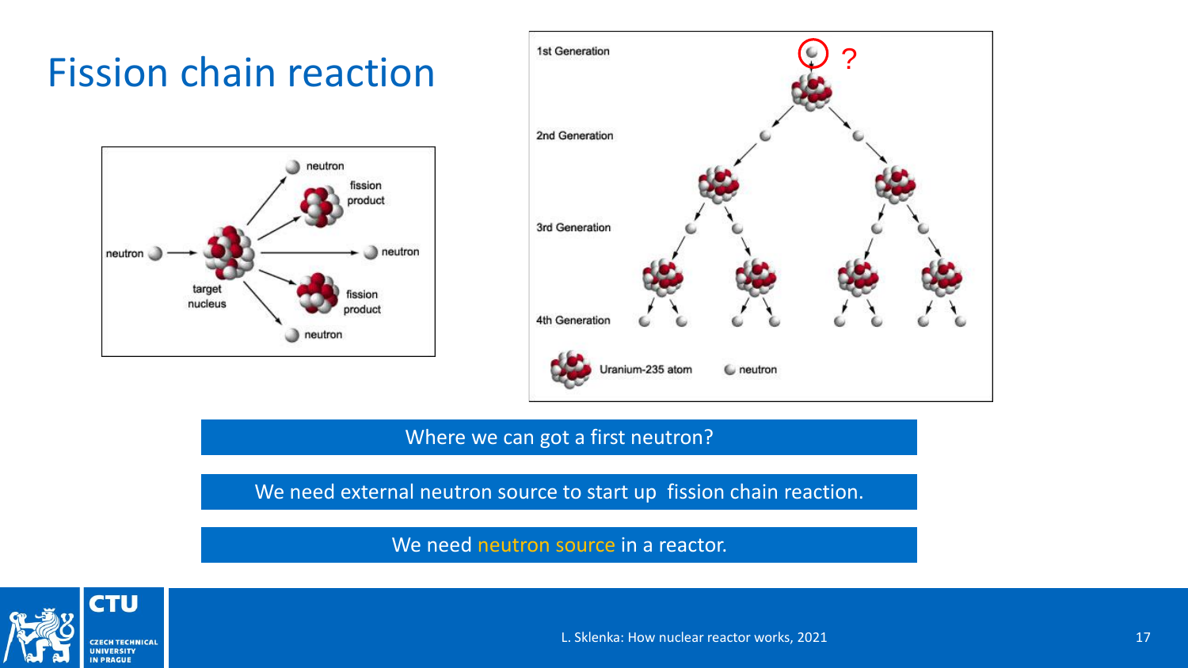# Fission chain reaction

neutron

fission product

neutron

target nucleus

neutron

fission product

neutron

1st Generation

?

2nd Generation

3rd Generation

4th Generation

Uranium-235 atom

neutron

Where we can got a first neutron?

We need external neutron source to start up fission chain reaction.

We need neutron source in a reactor.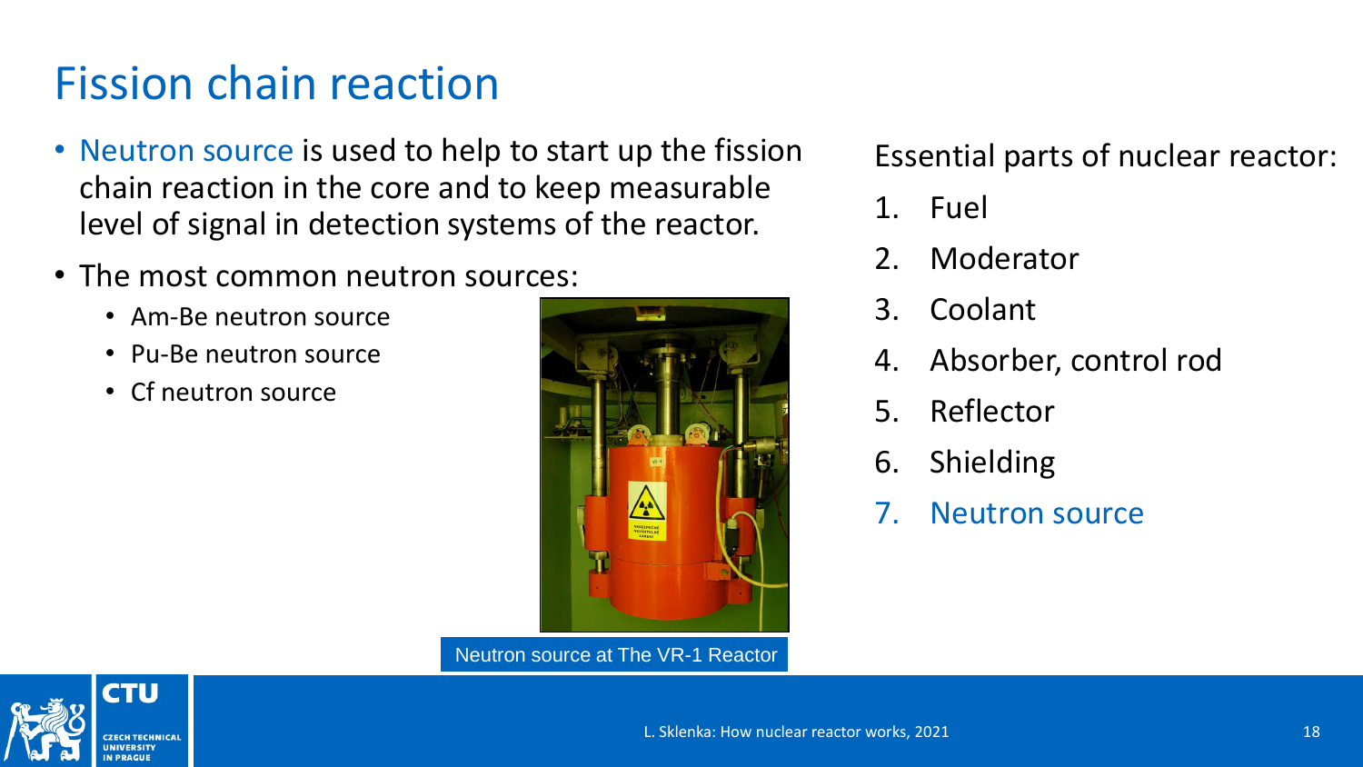# Fission chain reaction

- Neutron source is used to help to start up the fission chain reaction in the core and to keep measurable level of signal in detection systems of the reactor.
- The most common neutron sources:
  - Am-Be neutron source
  - Pu-Be neutron source
  - Cf neutron source

Neutron source at The VR-1 Reactor

Essential parts of nuclear reactor:

1. Fuel
2. Moderator
3. Coolant
4. Absorber, control rod
5. Reflector
6. Shielding
7. Neutron source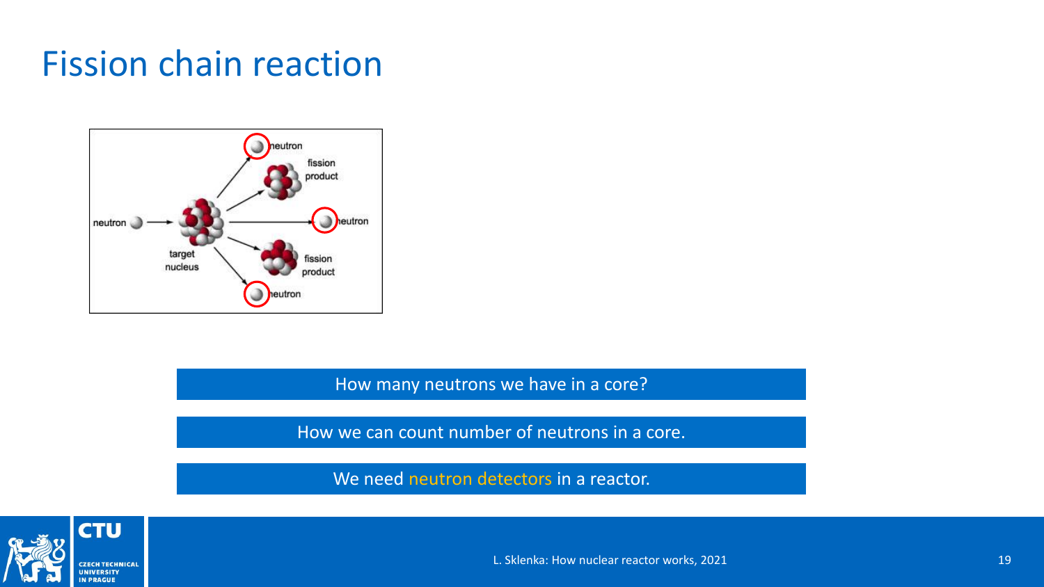# Fission chain reaction

neutron

fission product

neutron

target nucleus

fission product

neutron

neutron

How many neutrons we have in a core?

How we can count number of neutrons in a core.

We need neutron detectors in a reactor.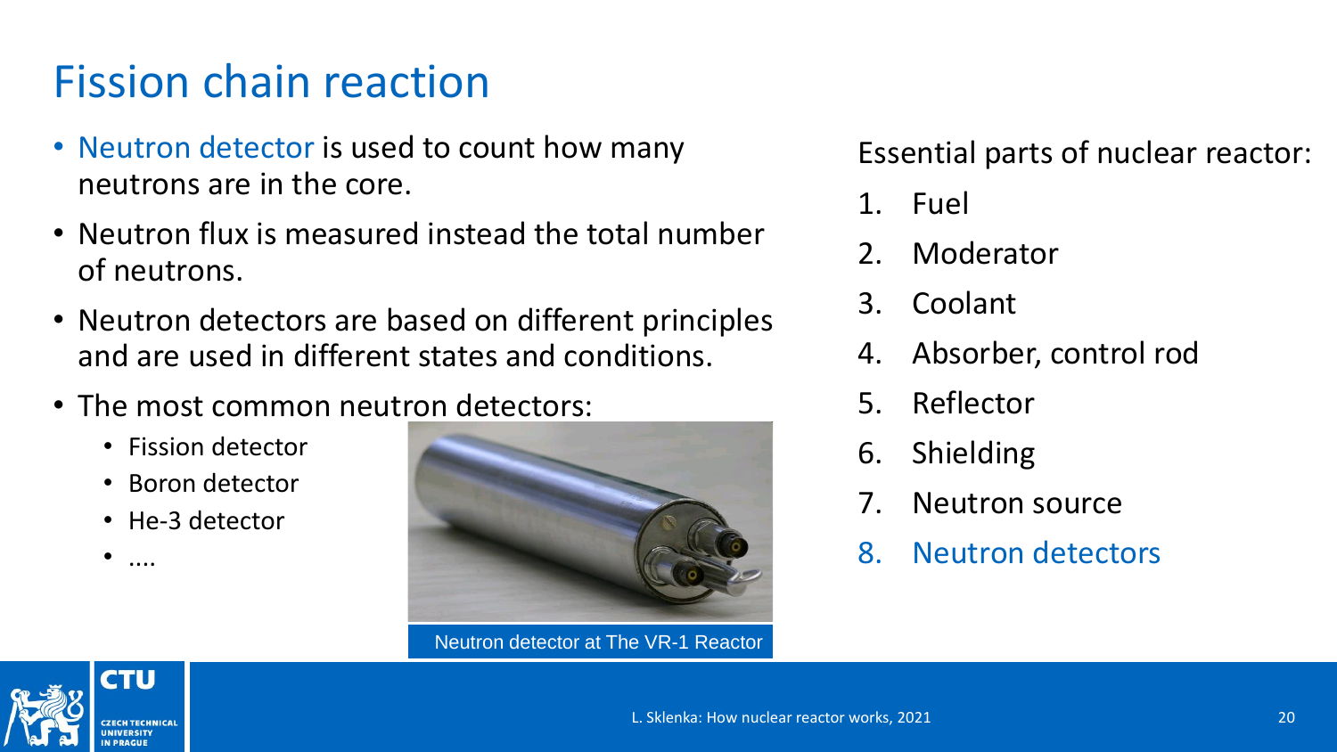# Fission chain reaction

- Neutron detector is used to count how many neutrons are in the core.
- Neutron flux is measured instead the total number of neutrons.
- Neutron detectors are based on different principles and are used in different states and conditions.
- The most common neutron detectors:
  - Fission detector
  - Boron detector
  - He-3 detector
  - ....

Neutron detector at The VR-1 Reactor

Essential parts of nuclear reactor:

1. Fuel
2. Moderator
3. Coolant
4. Absorber, control rod
5. Reflector
6. Shielding
7. Neutron source
8. Neutron detectors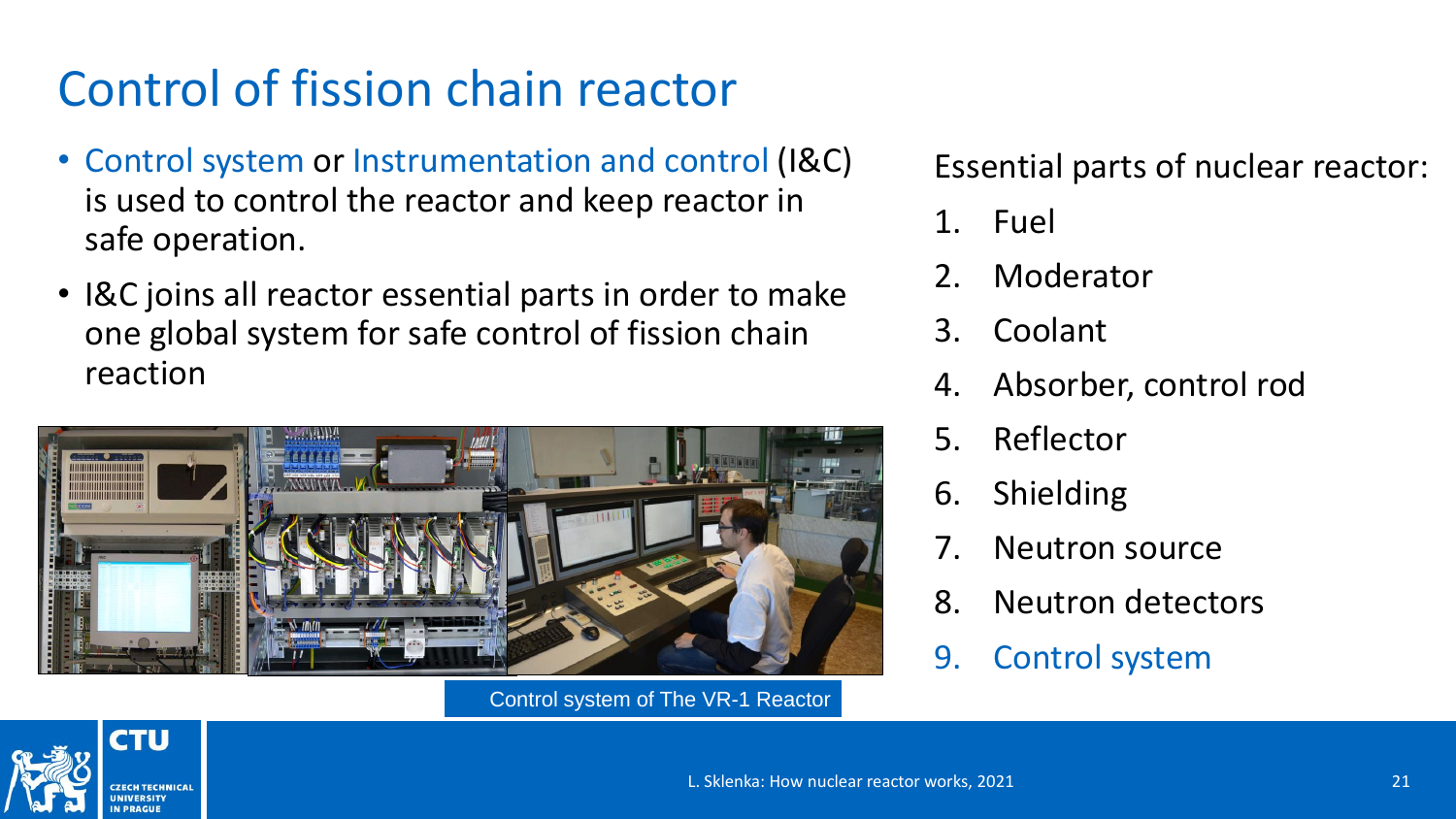# Control of fission chain reactor

- Control system or Instrumentation and control (I&C) is used to control the reactor and keep reactor in safe operation.
- I&C joins all reactor essential parts in order to make one global system for safe control of fission chain reaction

Control system of The VR-1 Reactor

Essential parts of nuclear reactor:

1. Fuel
2. Moderator
3. Coolant
4. Absorber, control rod
5. Reflector
6. Shielding
7. Neutron source
8. Neutron detectors
9. Control system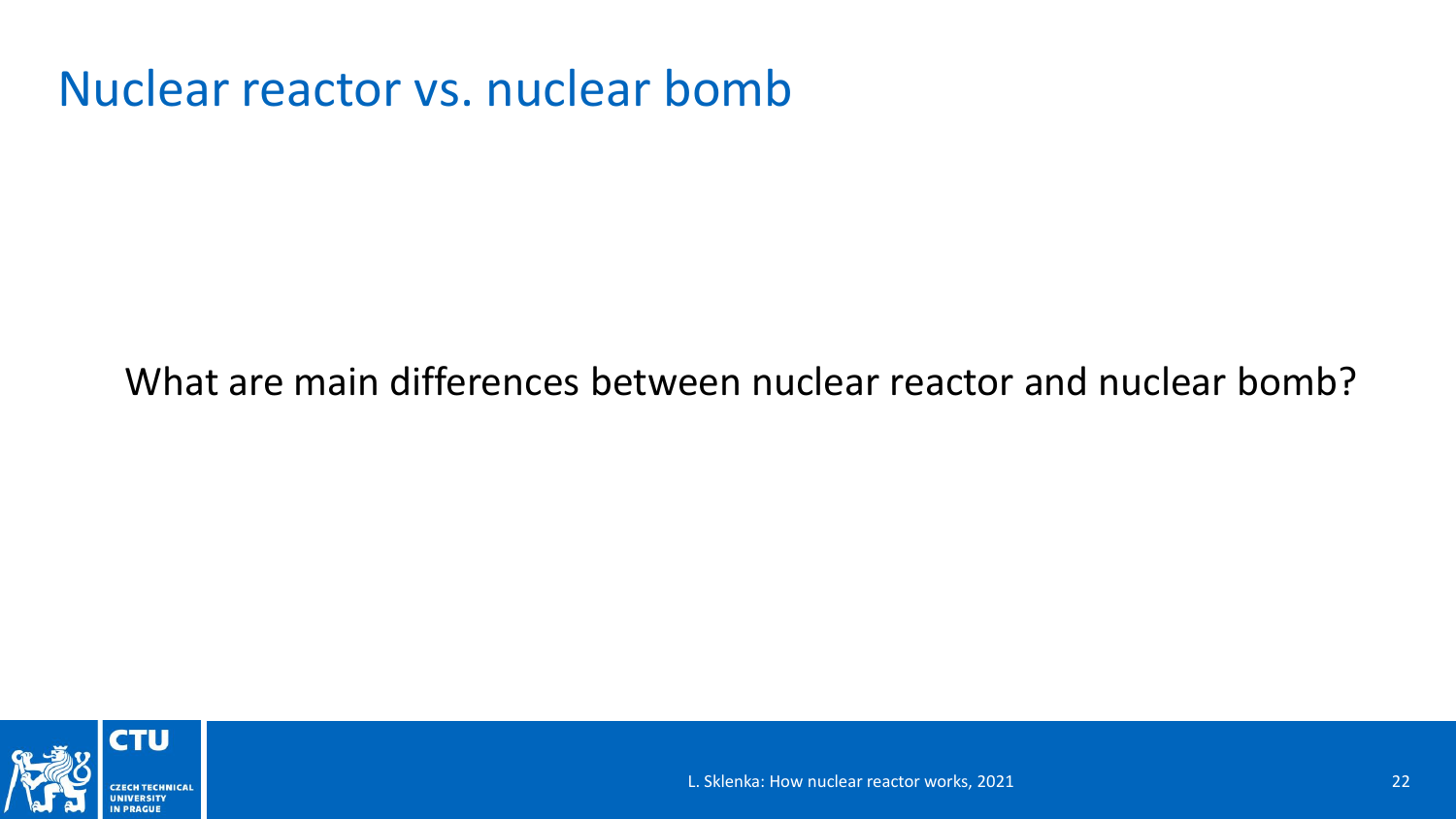# Nuclear reactor vs. nuclear bomb

What are main differences between nuclear reactor and nuclear bomb?